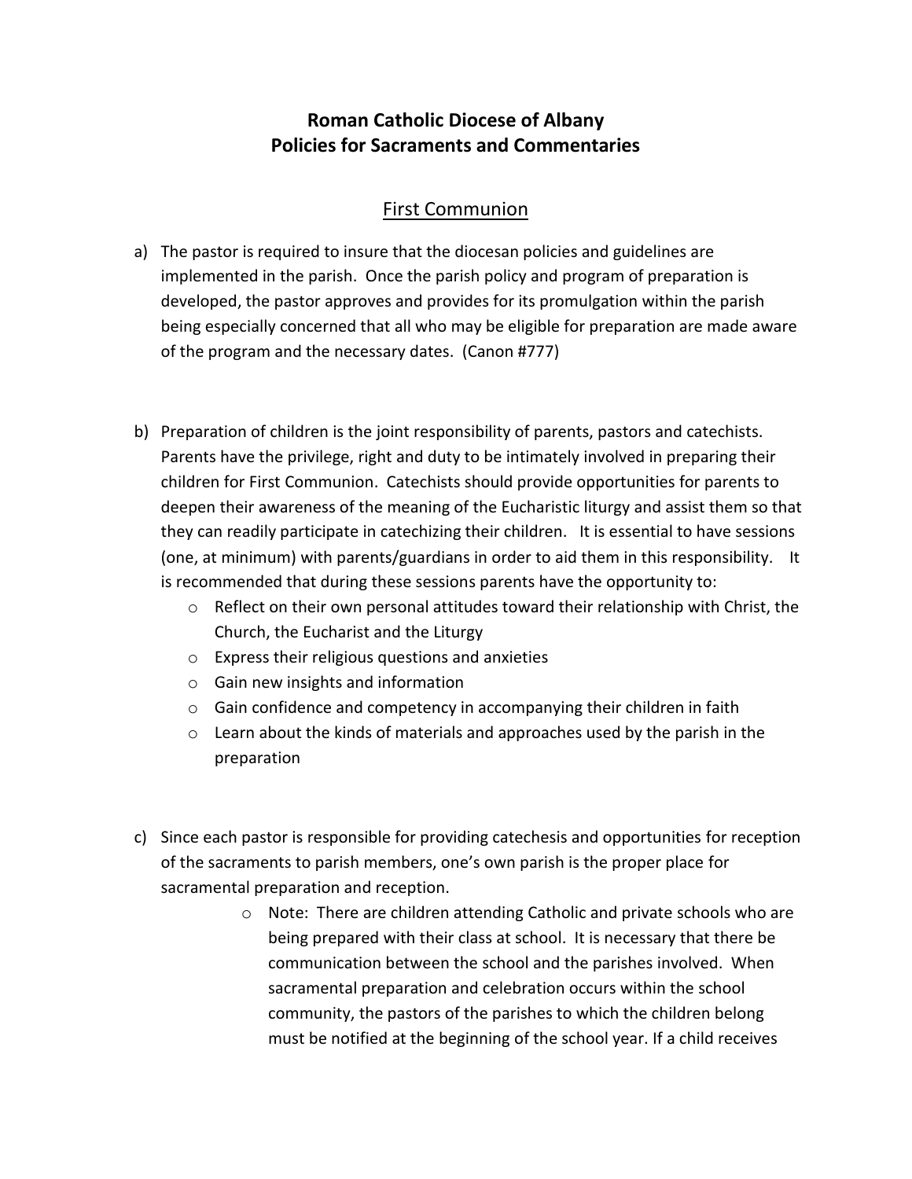# Roman Catholic Diocese of Albany
# Policies for Sacraments and Commentaries

## First Communion

a) The pastor is required to insure that the diocesan policies and guidelines are implemented in the parish. Once the parish policy and program of preparation is developed, the pastor approves and provides for its promulgation within the parish being especially concerned that all who may be eligible for preparation are made aware of the program and the necessary dates. (Canon #777)

b) Preparation of children is the joint responsibility of parents, pastors and catechists. Parents have the privilege, right and duty to be intimately involved in preparing their children for First Communion. Catechists should provide opportunities for parents to deepen their awareness of the meaning of the Eucharistic liturgy and assist them so that they can readily participate in catechizing their children. It is essential to have sessions (one, at minimum) with parents/guardians in order to aid them in this responsibility. It is recommended that during these sessions parents have the opportunity to:
   - Reflect on their own personal attitudes toward their relationship with Christ, the Church, the Eucharist and the Liturgy
   - Express their religious questions and anxieties
   - Gain new insights and information
   - Gain confidence and competency in accompanying their children in faith
   - Learn about the kinds of materials and approaches used by the parish in the preparation

c) Since each pastor is responsible for providing catechesis and opportunities for reception of the sacraments to parish members, one's own parish is the proper place for sacramental preparation and reception.
   - Note: There are children attending Catholic and private schools who are being prepared with their class at school. It is necessary that there be communication between the school and the parishes involved. When sacramental preparation and celebration occurs within the school community, the pastors of the parishes to which the children belong must be notified at the beginning of the school year. If a child receives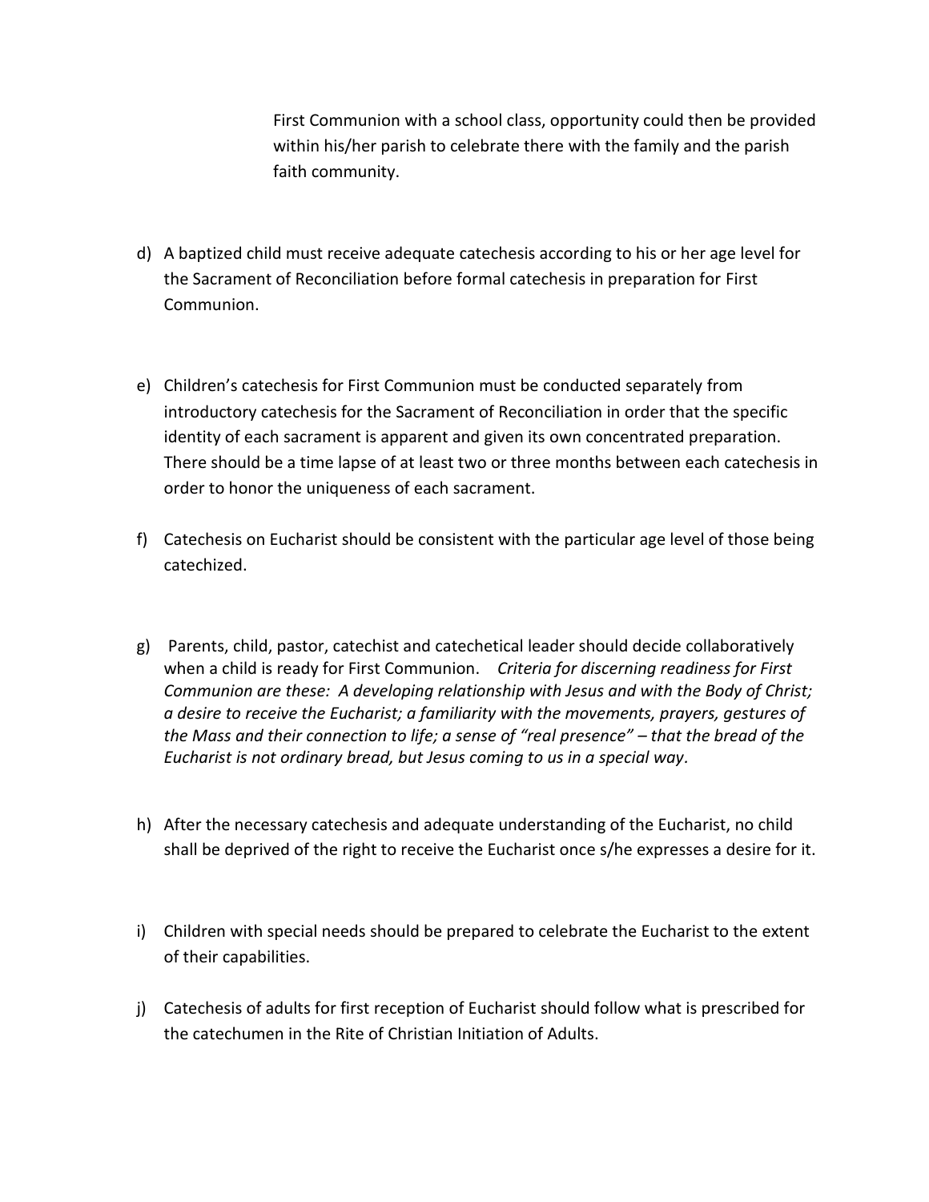First Communion with a school class, opportunity could then be provided within his/her parish to celebrate there with the family and the parish faith community.

d) A baptized child must receive adequate catechesis according to his or her age level for the Sacrament of Reconciliation before formal catechesis in preparation for First Communion.

e) Children's catechesis for First Communion must be conducted separately from introductory catechesis for the Sacrament of Reconciliation in order that the specific identity of each sacrament is apparent and given its own concentrated preparation. There should be a time lapse of at least two or three months between each catechesis in order to honor the uniqueness of each sacrament.

f) Catechesis on Eucharist should be consistent with the particular age level of those being catechized.

g) Parents, child, pastor, catechist and catechetical leader should decide collaboratively when a child is ready for First Communion. *Criteria for discerning readiness for First Communion are these: A developing relationship with Jesus and with the Body of Christ; a desire to receive the Eucharist; a familiarity with the movements, prayers, gestures of the Mass and their connection to life; a sense of "real presence" – that the bread of the Eucharist is not ordinary bread, but Jesus coming to us in a special way.*

h) After the necessary catechesis and adequate understanding of the Eucharist, no child shall be deprived of the right to receive the Eucharist once s/he expresses a desire for it.

i) Children with special needs should be prepared to celebrate the Eucharist to the extent of their capabilities.

j) Catechesis of adults for first reception of Eucharist should follow what is prescribed for the catechumen in the Rite of Christian Initiation of Adults.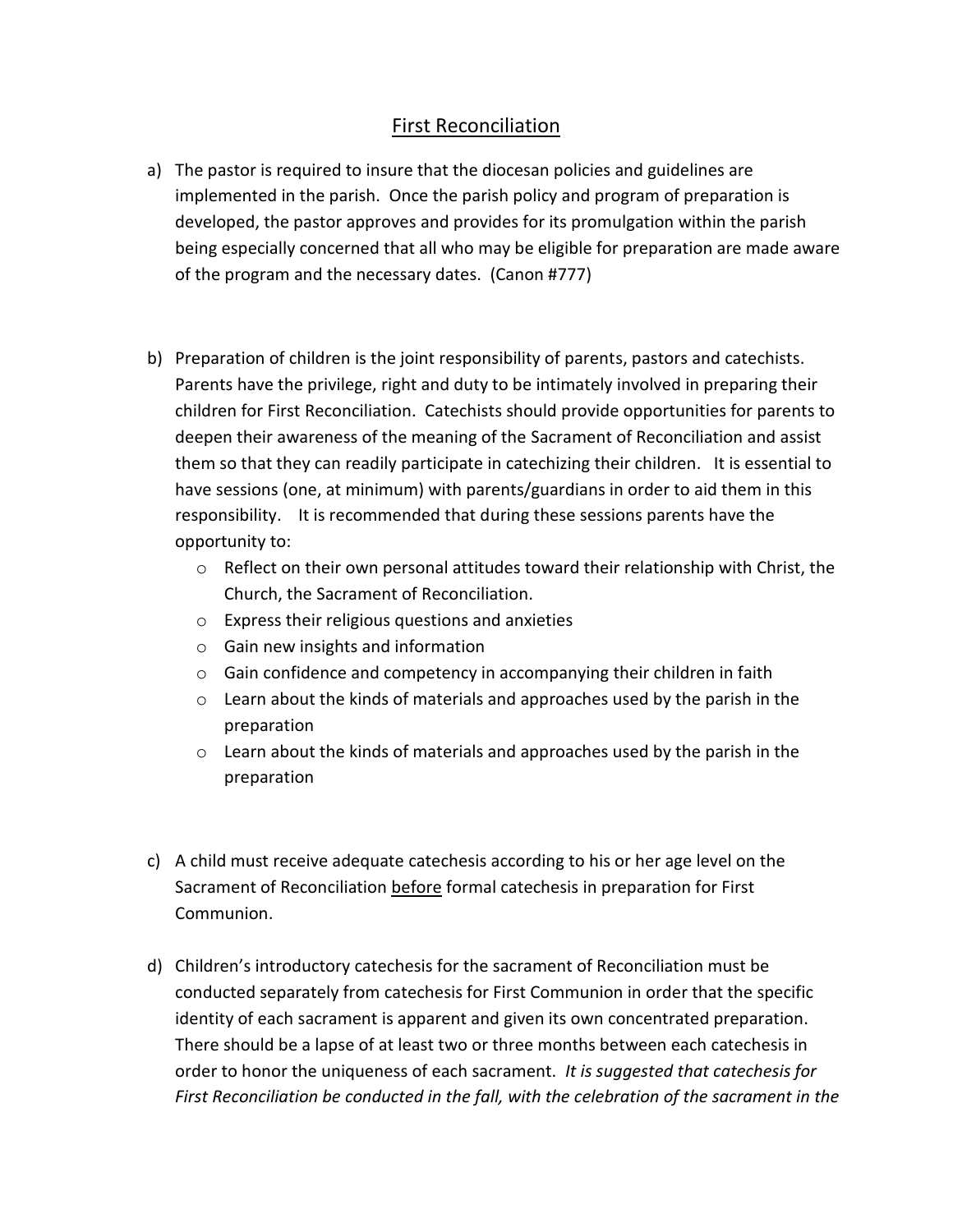# <u>First Reconciliation</u>

a) The pastor is required to insure that the diocesan policies and guidelines are implemented in the parish. Once the parish policy and program of preparation is developed, the pastor approves and provides for its promulgation within the parish being especially concerned that all who may be eligible for preparation are made aware of the program and the necessary dates. (Canon #777)

b) Preparation of children is the joint responsibility of parents, pastors and catechists. Parents have the privilege, right and duty to be intimately involved in preparing their children for First Reconciliation. Catechists should provide opportunities for parents to deepen their awareness of the meaning of the Sacrament of Reconciliation and assist them so that they can readily participate in catechizing their children. It is essential to have sessions (one, at minimum) with parents/guardians in order to aid them in this responsibility. It is recommended that during these sessions parents have the opportunity to:
   - Reflect on their own personal attitudes toward their relationship with Christ, the Church, the Sacrament of Reconciliation.
   - Express their religious questions and anxieties
   - Gain new insights and information
   - Gain confidence and competency in accompanying their children in faith
   - Learn about the kinds of materials and approaches used by the parish in the preparation
   - Learn about the kinds of materials and approaches used by the parish in the preparation

c) A child must receive adequate catechesis according to his or her age level on the Sacrament of Reconciliation <u>before</u> formal catechesis in preparation for First Communion.

d) Children's introductory catechesis for the sacrament of Reconciliation must be conducted separately from catechesis for First Communion in order that the specific identity of each sacrament is apparent and given its own concentrated preparation. There should be a lapse of at least two or three months between each catechesis in order to honor the uniqueness of each sacrament. *It is suggested that catechesis for First Reconciliation be conducted in the fall, with the celebration of the sacrament in the*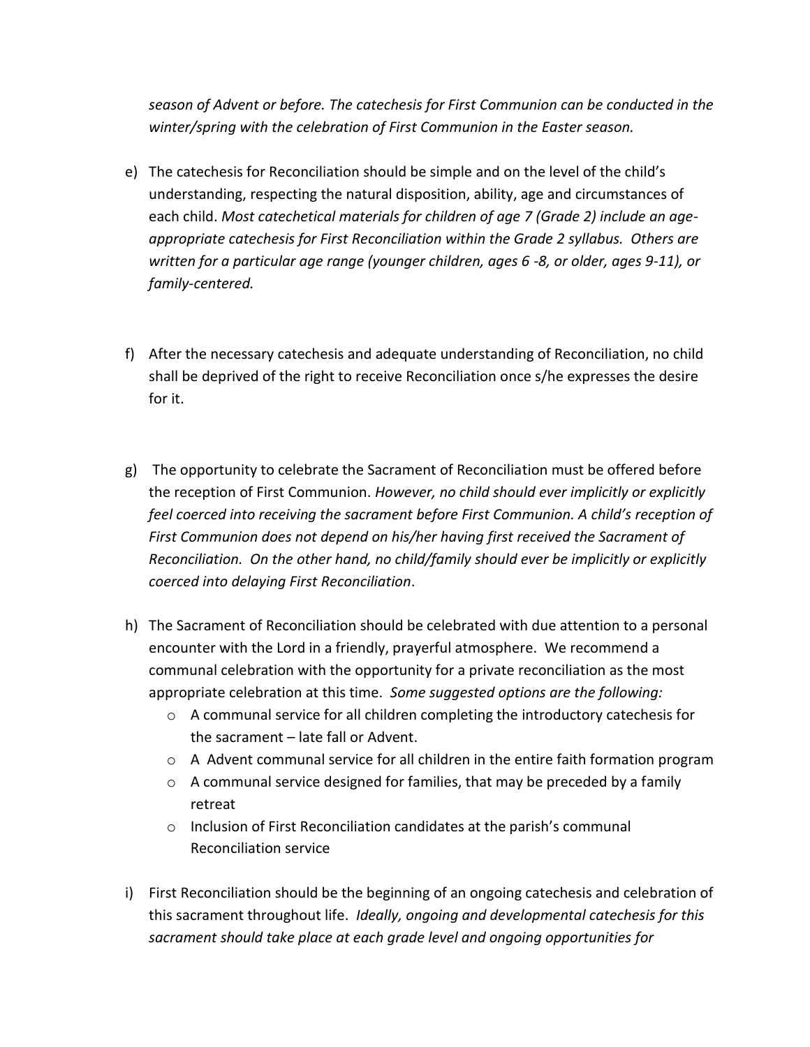*season of Advent or before. The catechesis for First Communion can be conducted in the winter/spring with the celebration of First Communion in the Easter season.*

e) The catechesis for Reconciliation should be simple and on the level of the child's understanding, respecting the natural disposition, ability, age and circumstances of each child. *Most catechetical materials for children of age 7 (Grade 2) include an age-appropriate catechesis for First Reconciliation within the Grade 2 syllabus. Others are written for a particular age range (younger children, ages 6 -8, or older, ages 9-11), or family-centered.*

f) After the necessary catechesis and adequate understanding of Reconciliation, no child shall be deprived of the right to receive Reconciliation once s/he expresses the desire for it.

g) The opportunity to celebrate the Sacrament of Reconciliation must be offered before the reception of First Communion. *However, no child should ever implicitly or explicitly feel coerced into receiving the sacrament before First Communion. A child's reception of First Communion does not depend on his/her having first received the Sacrament of Reconciliation. On the other hand, no child/family should ever be implicitly or explicitly coerced into delaying First Reconciliation*.

h) The Sacrament of Reconciliation should be celebrated with due attention to a personal encounter with the Lord in a friendly, prayerful atmosphere. We recommend a communal celebration with the opportunity for a private reconciliation as the most appropriate celebration at this time. *Some suggested options are the following:*
   - A communal service for all children completing the introductory catechesis for the sacrament – late fall or Advent.
   - A Advent communal service for all children in the entire faith formation program
   - A communal service designed for families, that may be preceded by a family retreat
   - Inclusion of First Reconciliation candidates at the parish's communal Reconciliation service

i) First Reconciliation should be the beginning of an ongoing catechesis and celebration of this sacrament throughout life. *Ideally, ongoing and developmental catechesis for this sacrament should take place at each grade level and ongoing opportunities for*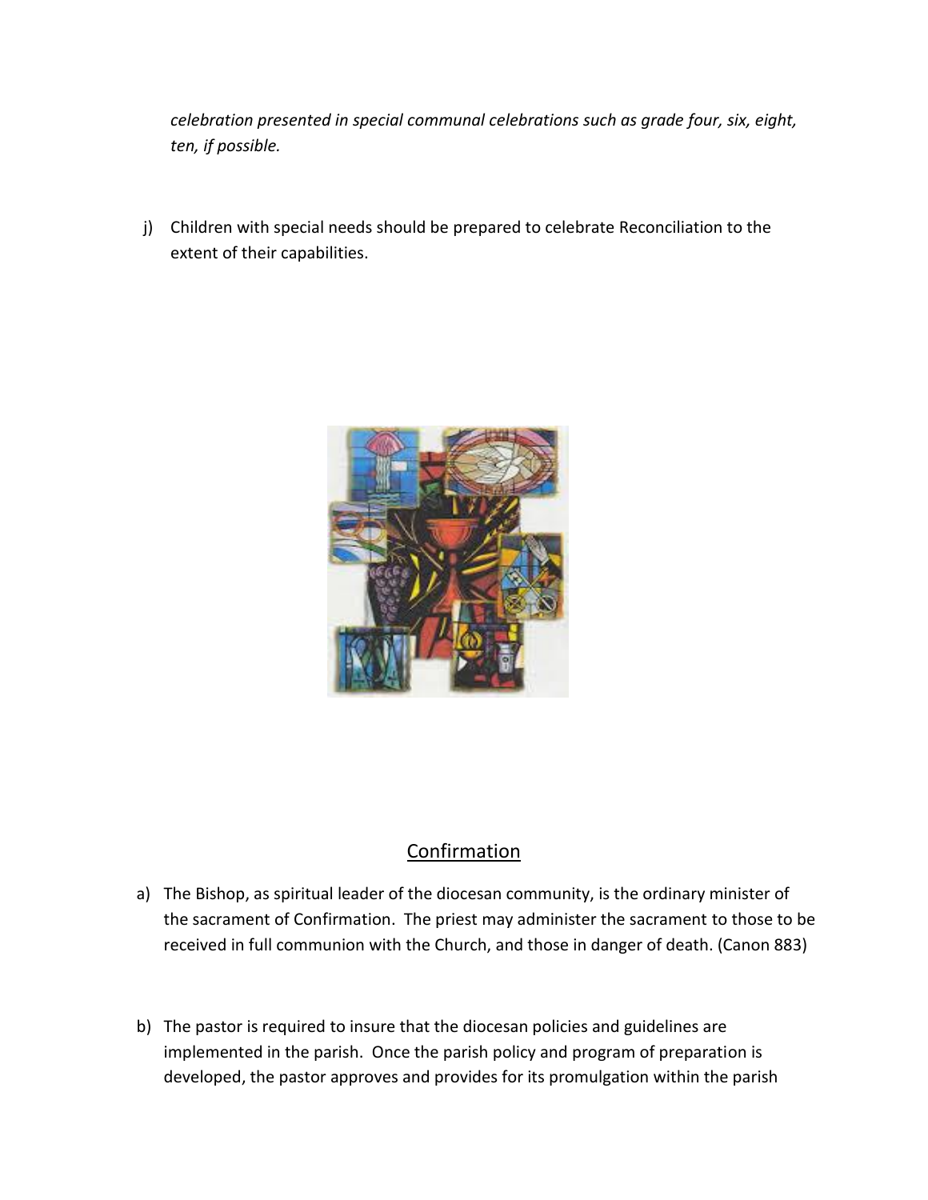*celebration presented in special communal celebrations such as grade four, six, eight, ten, if possible.*

j) Children with special needs should be prepared to celebrate Reconciliation to the extent of their capabilities.

## Confirmation

a) The Bishop, as spiritual leader of the diocesan community, is the ordinary minister of the sacrament of Confirmation. The priest may administer the sacrament to those to be received in full communion with the Church, and those in danger of death. (Canon 883)

b) The pastor is required to insure that the diocesan policies and guidelines are implemented in the parish. Once the parish policy and program of preparation is developed, the pastor approves and provides for its promulgation within the parish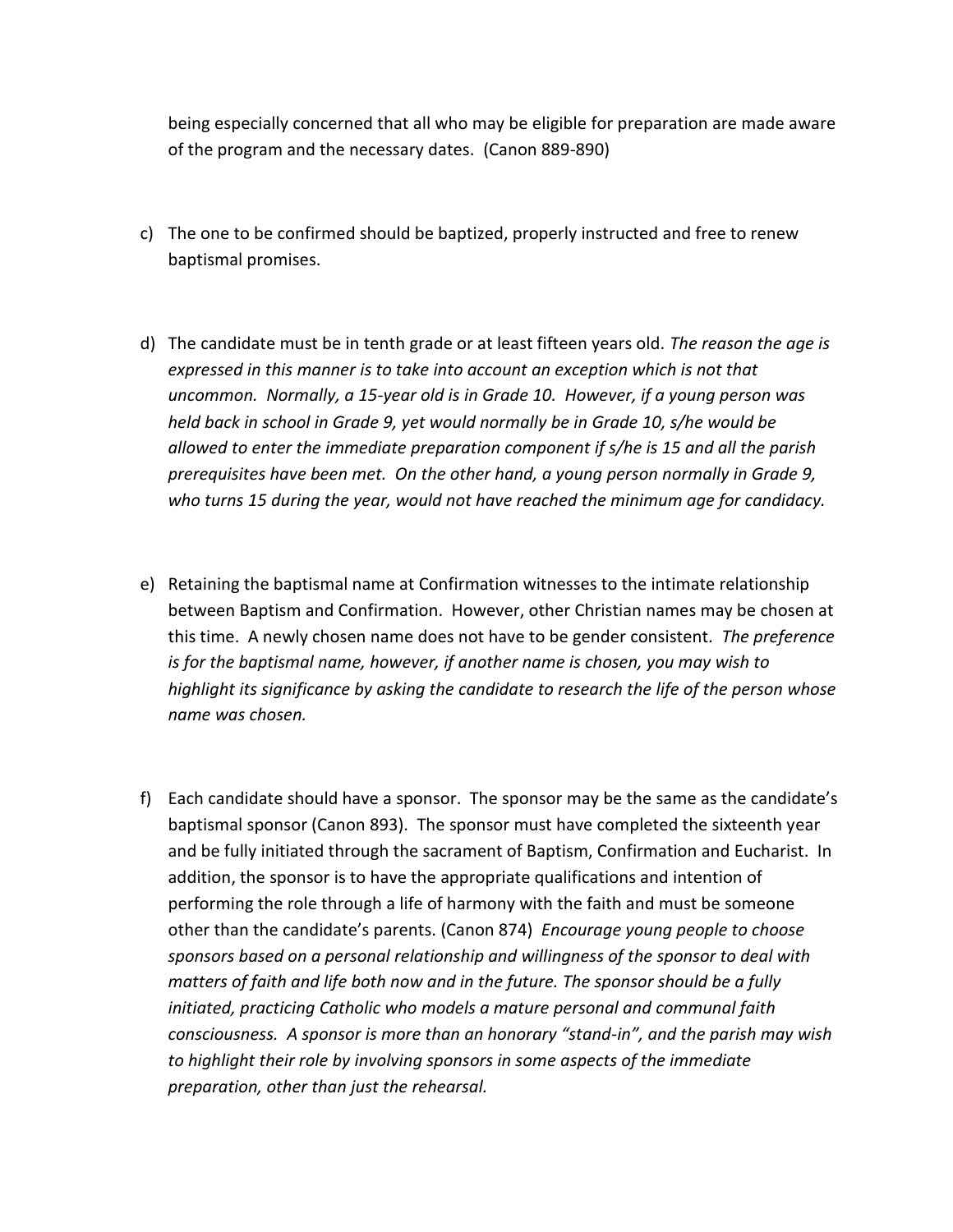being especially concerned that all who may be eligible for preparation are made aware of the program and the necessary dates. (Canon 889-890)

c) The one to be confirmed should be baptized, properly instructed and free to renew baptismal promises.

d) The candidate must be in tenth grade or at least fifteen years old. *The reason the age is expressed in this manner is to take into account an exception which is not that uncommon. Normally, a 15-year old is in Grade 10. However, if a young person was held back in school in Grade 9, yet would normally be in Grade 10, s/he would be allowed to enter the immediate preparation component if s/he is 15 and all the parish prerequisites have been met. On the other hand, a young person normally in Grade 9, who turns 15 during the year, would not have reached the minimum age for candidacy.*

e) Retaining the baptismal name at Confirmation witnesses to the intimate relationship between Baptism and Confirmation. However, other Christian names may be chosen at this time. A newly chosen name does not have to be gender consistent. *The preference is for the baptismal name, however, if another name is chosen, you may wish to highlight its significance by asking the candidate to research the life of the person whose name was chosen.*

f) Each candidate should have a sponsor. The sponsor may be the same as the candidate's baptismal sponsor (Canon 893). The sponsor must have completed the sixteenth year and be fully initiated through the sacrament of Baptism, Confirmation and Eucharist. In addition, the sponsor is to have the appropriate qualifications and intention of performing the role through a life of harmony with the faith and must be someone other than the candidate's parents. (Canon 874) *Encourage young people to choose sponsors based on a personal relationship and willingness of the sponsor to deal with matters of faith and life both now and in the future. The sponsor should be a fully initiated, practicing Catholic who models a mature personal and communal faith consciousness. A sponsor is more than an honorary "stand-in", and the parish may wish to highlight their role by involving sponsors in some aspects of the immediate preparation, other than just the rehearsal.*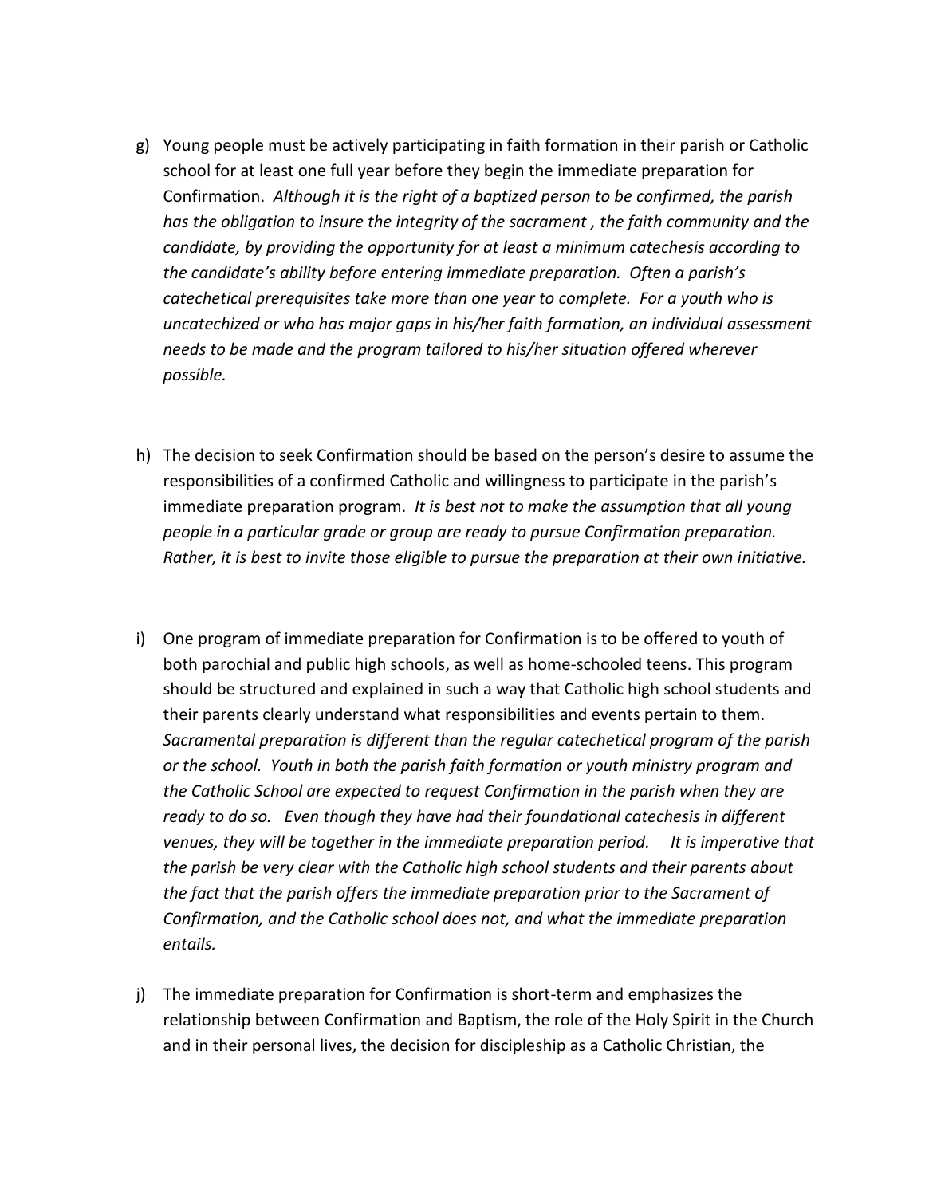g) Young people must be actively participating in faith formation in their parish or Catholic school for at least one full year before they begin the immediate preparation for Confirmation. *Although it is the right of a baptized person to be confirmed, the parish has the obligation to insure the integrity of the sacrament , the faith community and the candidate, by providing the opportunity for at least a minimum catechesis according to the candidate's ability before entering immediate preparation. Often a parish's catechetical prerequisites take more than one year to complete. For a youth who is uncatechized or who has major gaps in his/her faith formation, an individual assessment needs to be made and the program tailored to his/her situation offered wherever possible.*

h) The decision to seek Confirmation should be based on the person's desire to assume the responsibilities of a confirmed Catholic and willingness to participate in the parish's immediate preparation program. *It is best not to make the assumption that all young people in a particular grade or group are ready to pursue Confirmation preparation. Rather, it is best to invite those eligible to pursue the preparation at their own initiative.*

i) One program of immediate preparation for Confirmation is to be offered to youth of both parochial and public high schools, as well as home-schooled teens. This program should be structured and explained in such a way that Catholic high school students and their parents clearly understand what responsibilities and events pertain to them. *Sacramental preparation is different than the regular catechetical program of the parish or the school. Youth in both the parish faith formation or youth ministry program and the Catholic School are expected to request Confirmation in the parish when they are ready to do so. Even though they have had their foundational catechesis in different venues, they will be together in the immediate preparation period. It is imperative that the parish be very clear with the Catholic high school students and their parents about the fact that the parish offers the immediate preparation prior to the Sacrament of Confirmation, and the Catholic school does not, and what the immediate preparation entails.*

j) The immediate preparation for Confirmation is short-term and emphasizes the relationship between Confirmation and Baptism, the role of the Holy Spirit in the Church and in their personal lives, the decision for discipleship as a Catholic Christian, the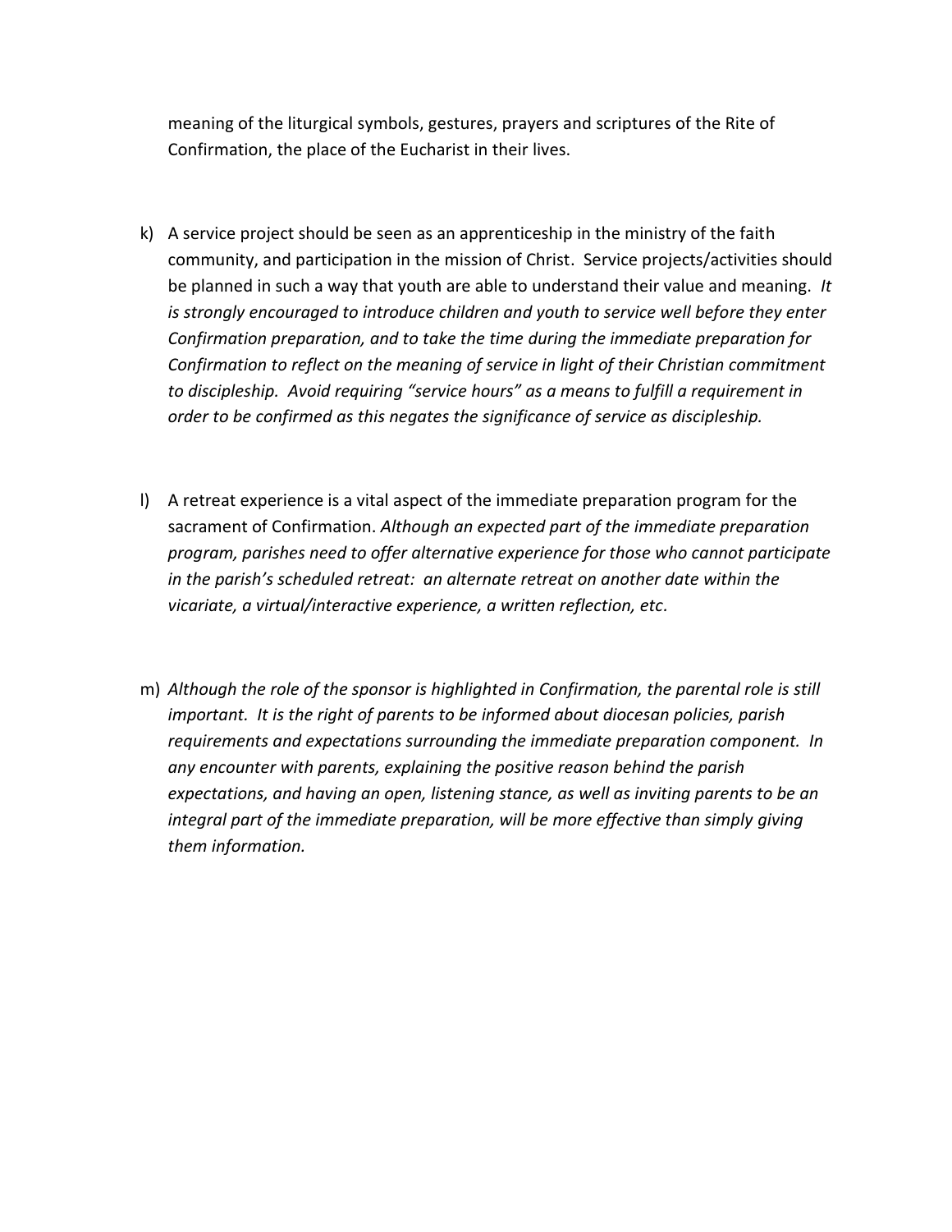meaning of the liturgical symbols, gestures, prayers and scriptures of the Rite of Confirmation, the place of the Eucharist in their lives.

k) A service project should be seen as an apprenticeship in the ministry of the faith community, and participation in the mission of Christ. Service projects/activities should be planned in such a way that youth are able to understand their value and meaning. *It is strongly encouraged to introduce children and youth to service well before they enter Confirmation preparation, and to take the time during the immediate preparation for Confirmation to reflect on the meaning of service in light of their Christian commitment to discipleship. Avoid requiring "service hours" as a means to fulfill a requirement in order to be confirmed as this negates the significance of service as discipleship.*

l) A retreat experience is a vital aspect of the immediate preparation program for the sacrament of Confirmation. *Although an expected part of the immediate preparation program, parishes need to offer alternative experience for those who cannot participate in the parish's scheduled retreat: an alternate retreat on another date within the vicariate, a virtual/interactive experience, a written reflection, etc.*

m) *Although the role of the sponsor is highlighted in Confirmation, the parental role is still important. It is the right of parents to be informed about diocesan policies, parish requirements and expectations surrounding the immediate preparation component. In any encounter with parents, explaining the positive reason behind the parish expectations, and having an open, listening stance, as well as inviting parents to be an integral part of the immediate preparation, will be more effective than simply giving them information.*